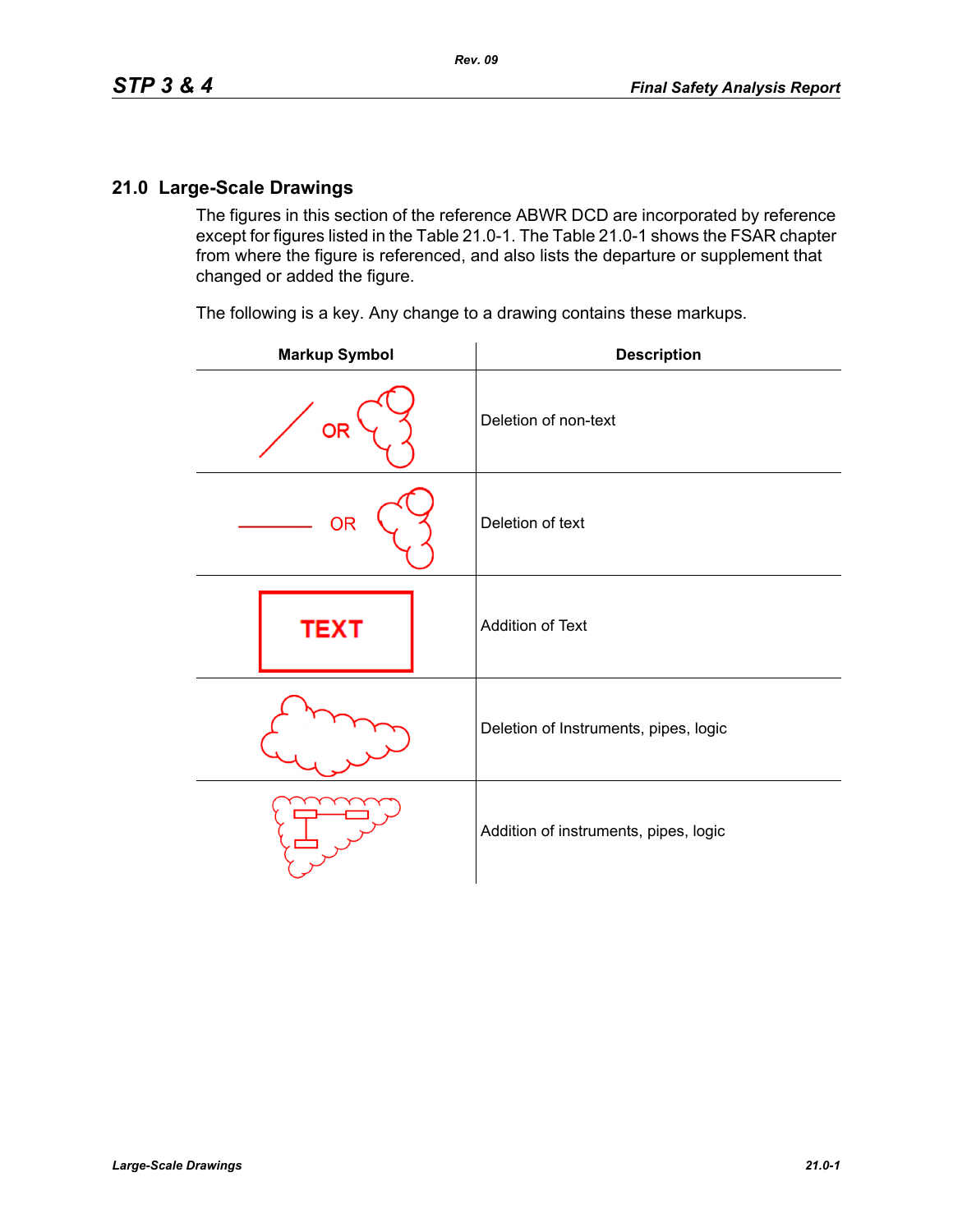## 21.0 Large-Scale Drawings

The figures in this section of the reference ABWR DCD are incorporated by reference except for figures listed in the Table 21.0-1. The Table 21.0-1 shows the FSAR chapter from where the figure is referenced, and also lists the departure or supplement that changed or added the figure.

The following is a key. Any change to a drawing contains these markups.

| Markup Symbol | Description |
|---|---|
| / OR (cloud) | Deletion of non-text |
| —— OR (cloud) | Deletion of text |
| TEXT | Addition of Text |
| (cloud) | Deletion of Instruments, pipes, logic |
| (cloud with instruments) | Addition of instruments, pipes, logic |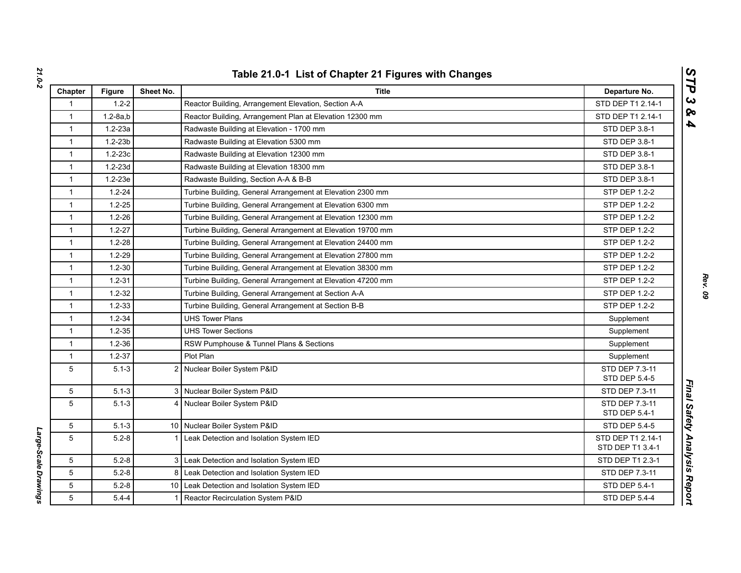# Table 21.0-1 List of Chapter 21 Figures with Changes

| Chapter | Figure | Sheet No. | Title | Departure No. |
|---|---|---|---|---|
| 1 | 1.2-2 | | Reactor Building, Arrangement Elevation, Section A-A | STD DEP T1 2.14-1 |
| 1 | 1.2-8a,b | | Reactor Building, Arrangement Plan at Elevation 12300 mm | STD DEP T1 2.14-1 |
| 1 | 1.2-23a | | Radwaste Building at Elevation - 1700 mm | STD DEP 3.8-1 |
| 1 | 1.2-23b | | Radwaste Building at Elevation 5300 mm | STD DEP 3.8-1 |
| 1 | 1.2-23c | | Radwaste Building at Elevation 12300 mm | STD DEP 3.8-1 |
| 1 | 1.2-23d | | Radwaste Building at Elevation 18300 mm | STD DEP 3.8-1 |
| 1 | 1.2-23e | | Radwaste Building, Section A-A & B-B | STD DEP 3.8-1 |
| 1 | 1.2-24 | | Turbine Building, General Arrangement at Elevation 2300 mm | STP DEP 1.2-2 |
| 1 | 1.2-25 | | Turbine Building, General Arrangement at Elevation 6300 mm | STP DEP 1.2-2 |
| 1 | 1.2-26 | | Turbine Building, General Arrangement at Elevation 12300 mm | STP DEP 1.2-2 |
| 1 | 1.2-27 | | Turbine Building, General Arrangement at Elevation 19700 mm | STP DEP 1.2-2 |
| 1 | 1.2-28 | | Turbine Building, General Arrangement at Elevation 24400 mm | STP DEP 1.2-2 |
| 1 | 1.2-29 | | Turbine Building, General Arrangement at Elevation 27800 mm | STP DEP 1.2-2 |
| 1 | 1.2-30 | | Turbine Building, General Arrangement at Elevation 38300 mm | STP DEP 1.2-2 |
| 1 | 1.2-31 | | Turbine Building, General Arrangement at Elevation 47200 mm | STP DEP 1.2-2 |
| 1 | 1.2-32 | | Turbine Building, General Arrangement at Section A-A | STP DEP 1.2-2 |
| 1 | 1.2-33 | | Turbine Building, General Arrangement at Section B-B | STP DEP 1.2-2 |
| 1 | 1.2-34 | | UHS Tower Plans | Supplement |
| 1 | 1.2-35 | | UHS Tower Sections | Supplement |
| 1 | 1.2-36 | | RSW Pumphouse & Tunnel Plans & Sections | Supplement |
| 1 | 1.2-37 | | Plot Plan | Supplement |
| 5 | 5.1-3 | 2 | Nuclear Boiler System P&ID | STD DEP 7.3-11<br>STD DEP 5.4-5 |
| 5 | 5.1-3 | 3 | Nuclear Boiler System P&ID | STD DEP 7.3-11 |
| 5 | 5.1-3 | 4 | Nuclear Boiler System P&ID | STD DEP 7.3-11<br>STD DEP 5.4-1 |
| 5 | 5.1-3 | 10 | Nuclear Boiler System P&ID | STD DEP 5.4-5 |
| 5 | 5.2-8 | 1 | Leak Detection and Isolation System IED | STD DEP T1 2.14-1<br>STD DEP T1 3.4-1 |
| 5 | 5.2-8 | 3 | Leak Detection and Isolation System IED | STD DEP T1 2.3-1 |
| 5 | 5.2-8 | 8 | Leak Detection and Isolation System IED | STD DEP 7.3-11 |
| 5 | 5.2-8 | 10 | Leak Detection and Isolation System IED | STD DEP 5.4-1 |
| 5 | 5.4-4 | 1 | Reactor Recirculation System P&ID | STD DEP 5.4-4 |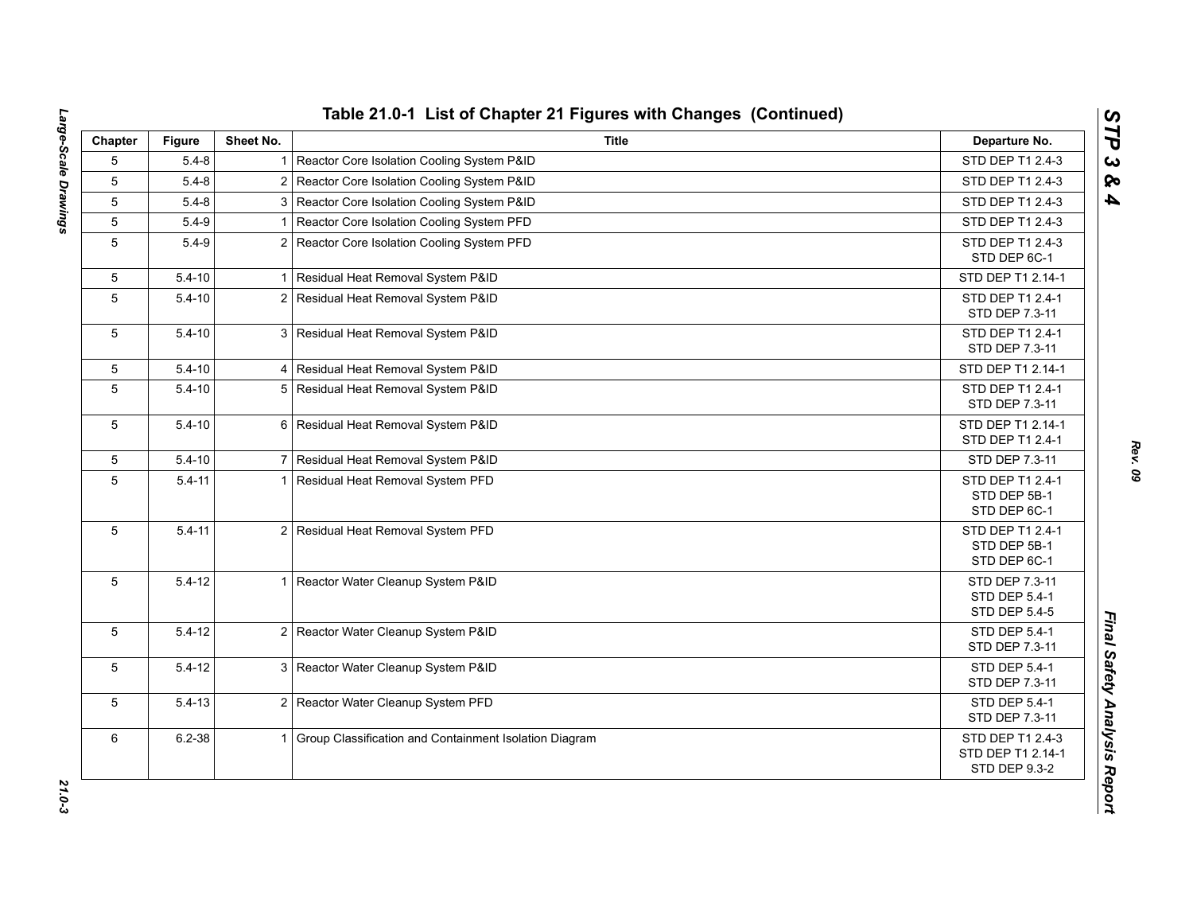## Table 21.0-1 List of Chapter 21 Figures with Changes (Continued)

| Chapter | Figure | Sheet No. | Title | Departure No. |
|---|---|---|---|---|
| 5 | 5.4-8 | 1 | Reactor Core Isolation Cooling System P&ID | STD DEP T1 2.4-3 |
| 5 | 5.4-8 | 2 | Reactor Core Isolation Cooling System P&ID | STD DEP T1 2.4-3 |
| 5 | 5.4-8 | 3 | Reactor Core Isolation Cooling System P&ID | STD DEP T1 2.4-3 |
| 5 | 5.4-9 | 1 | Reactor Core Isolation Cooling System PFD | STD DEP T1 2.4-3 |
| 5 | 5.4-9 | 2 | Reactor Core Isolation Cooling System PFD | STD DEP T1 2.4-3<br>STD DEP 6C-1 |
| 5 | 5.4-10 | 1 | Residual Heat Removal System P&ID | STD DEP T1 2.14-1 |
| 5 | 5.4-10 | 2 | Residual Heat Removal System P&ID | STD DEP T1 2.4-1<br>STD DEP 7.3-11 |
| 5 | 5.4-10 | 3 | Residual Heat Removal System P&ID | STD DEP T1 2.4-1<br>STD DEP 7.3-11 |
| 5 | 5.4-10 | 4 | Residual Heat Removal System P&ID | STD DEP T1 2.14-1 |
| 5 | 5.4-10 | 5 | Residual Heat Removal System P&ID | STD DEP T1 2.4-1<br>STD DEP 7.3-11 |
| 5 | 5.4-10 | 6 | Residual Heat Removal System P&ID | STD DEP T1 2.14-1<br>STD DEP T1 2.4-1 |
| 5 | 5.4-10 | 7 | Residual Heat Removal System P&ID | STD DEP 7.3-11 |
| 5 | 5.4-11 | 1 | Residual Heat Removal System PFD | STD DEP T1 2.4-1<br>STD DEP 5B-1<br>STD DEP 6C-1 |
| 5 | 5.4-11 | 2 | Residual Heat Removal System PFD | STD DEP T1 2.4-1<br>STD DEP 5B-1<br>STD DEP 6C-1 |
| 5 | 5.4-12 | 1 | Reactor Water Cleanup System P&ID | STD DEP 7.3-11<br>STD DEP 5.4-1<br>STD DEP 5.4-5 |
| 5 | 5.4-12 | 2 | Reactor Water Cleanup System P&ID | STD DEP 5.4-1<br>STD DEP 7.3-11 |
| 5 | 5.4-12 | 3 | Reactor Water Cleanup System P&ID | STD DEP 5.4-1<br>STD DEP 7.3-11 |
| 5 | 5.4-13 | 2 | Reactor Water Cleanup System PFD | STD DEP 5.4-1<br>STD DEP 7.3-11 |
| 6 | 6.2-38 | 1 | Group Classification and Containment Isolation Diagram | STD DEP T1 2.4-3<br>STD DEP T1 2.14-1<br>STD DEP 9.3-2 |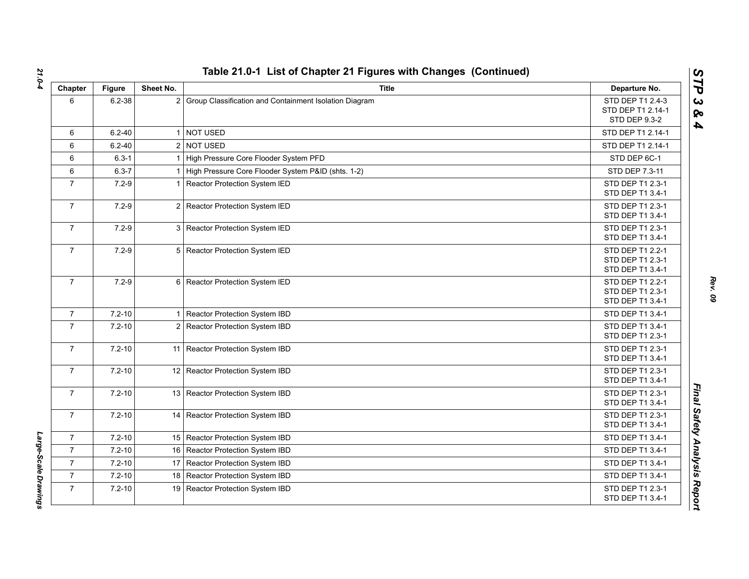## Table 21.0-1 List of Chapter 21 Figures with Changes (Continued)

| Chapter | Figure | Sheet No. | Title | Departure No. |
|---|---|---|---|---|
| 6 | 6.2-38 | 2 | Group Classification and Containment Isolation Diagram | STD DEP T1 2.4-3<br>STD DEP T1 2.14-1<br>STD DEP 9.3-2 |
| 6 | 6.2-40 | 1 | NOT USED | STD DEP T1 2.14-1 |
| 6 | 6.2-40 | 2 | NOT USED | STD DEP T1 2.14-1 |
| 6 | 6.3-1 | 1 | High Pressure Core Flooder System PFD | STD DEP 6C-1 |
| 6 | 6.3-7 | 1 | High Pressure Core Flooder System P&ID (shts. 1-2) | STD DEP 7.3-11 |
| 7 | 7.2-9 | 1 | Reactor Protection System IED | STD DEP T1 2.3-1<br>STD DEP T1 3.4-1 |
| 7 | 7.2-9 | 2 | Reactor Protection System IED | STD DEP T1 2.3-1<br>STD DEP T1 3.4-1 |
| 7 | 7.2-9 | 3 | Reactor Protection System IED | STD DEP T1 2.3-1<br>STD DEP T1 3.4-1 |
| 7 | 7.2-9 | 5 | Reactor Protection System IED | STD DEP T1 2.2-1<br>STD DEP T1 2.3-1<br>STD DEP T1 3.4-1 |
| 7 | 7.2-9 | 6 | Reactor Protection System IED | STD DEP T1 2.2-1<br>STD DEP T1 2.3-1<br>STD DEP T1 3.4-1 |
| 7 | 7.2-10 | 1 | Reactor Protection System IBD | STD DEP T1 3.4-1 |
| 7 | 7.2-10 | 2 | Reactor Protection System IBD | STD DEP T1 3.4-1<br>STD DEP T1 2.3-1 |
| 7 | 7.2-10 | 11 | Reactor Protection System IBD | STD DEP T1 2.3-1<br>STD DEP T1 3.4-1 |
| 7 | 7.2-10 | 12 | Reactor Protection System IBD | STD DEP T1 2.3-1<br>STD DEP T1 3.4-1 |
| 7 | 7.2-10 | 13 | Reactor Protection System IBD | STD DEP T1 2.3-1<br>STD DEP T1 3.4-1 |
| 7 | 7.2-10 | 14 | Reactor Protection System IBD | STD DEP T1 2.3-1<br>STD DEP T1 3.4-1 |
| 7 | 7.2-10 | 15 | Reactor Protection System IBD | STD DEP T1 3.4-1 |
| 7 | 7.2-10 | 16 | Reactor Protection System IBD | STD DEP T1 3.4-1 |
| 7 | 7.2-10 | 17 | Reactor Protection System IBD | STD DEP T1 3.4-1 |
| 7 | 7.2-10 | 18 | Reactor Protection System IBD | STD DEP T1 3.4-1 |
| 7 | 7.2-10 | 19 | Reactor Protection System IBD | STD DEP T1 2.3-1<br>STD DEP T1 3.4-1 |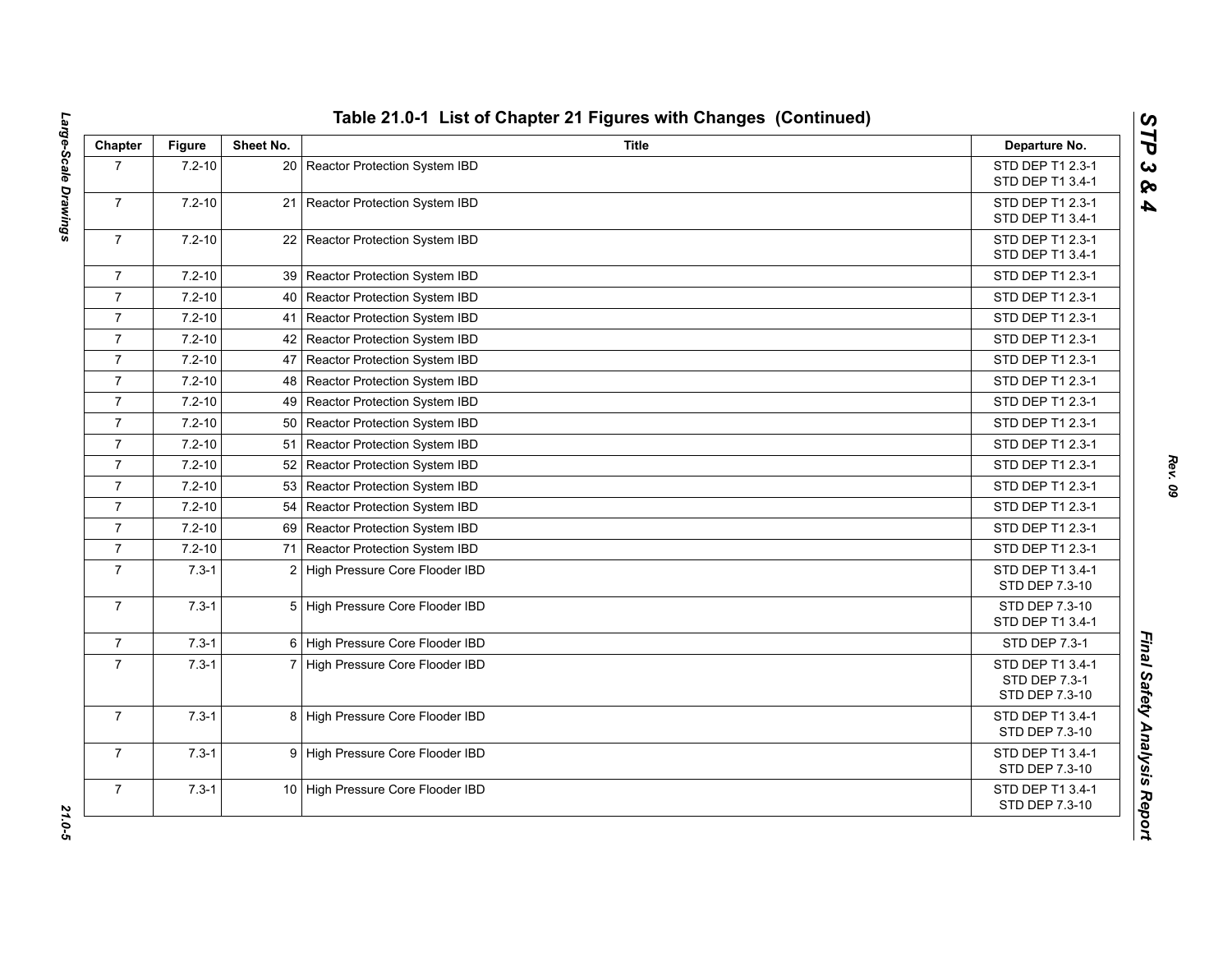## Table 21.0-1 List of Chapter 21 Figures with Changes (Continued)

| Chapter | Figure | Sheet No. | Title | Departure No. |
|---|---|---|---|---|
| 7 | 7.2-10 | 20 | Reactor Protection System IBD | STD DEP T1 2.3-1<br>STD DEP T1 3.4-1 |
| 7 | 7.2-10 | 21 | Reactor Protection System IBD | STD DEP T1 2.3-1<br>STD DEP T1 3.4-1 |
| 7 | 7.2-10 | 22 | Reactor Protection System IBD | STD DEP T1 2.3-1<br>STD DEP T1 3.4-1 |
| 7 | 7.2-10 | 39 | Reactor Protection System IBD | STD DEP T1 2.3-1 |
| 7 | 7.2-10 | 40 | Reactor Protection System IBD | STD DEP T1 2.3-1 |
| 7 | 7.2-10 | 41 | Reactor Protection System IBD | STD DEP T1 2.3-1 |
| 7 | 7.2-10 | 42 | Reactor Protection System IBD | STD DEP T1 2.3-1 |
| 7 | 7.2-10 | 47 | Reactor Protection System IBD | STD DEP T1 2.3-1 |
| 7 | 7.2-10 | 48 | Reactor Protection System IBD | STD DEP T1 2.3-1 |
| 7 | 7.2-10 | 49 | Reactor Protection System IBD | STD DEP T1 2.3-1 |
| 7 | 7.2-10 | 50 | Reactor Protection System IBD | STD DEP T1 2.3-1 |
| 7 | 7.2-10 | 51 | Reactor Protection System IBD | STD DEP T1 2.3-1 |
| 7 | 7.2-10 | 52 | Reactor Protection System IBD | STD DEP T1 2.3-1 |
| 7 | 7.2-10 | 53 | Reactor Protection System IBD | STD DEP T1 2.3-1 |
| 7 | 7.2-10 | 54 | Reactor Protection System IBD | STD DEP T1 2.3-1 |
| 7 | 7.2-10 | 69 | Reactor Protection System IBD | STD DEP T1 2.3-1 |
| 7 | 7.2-10 | 71 | Reactor Protection System IBD | STD DEP T1 2.3-1 |
| 7 | 7.3-1 | 2 | High Pressure Core Flooder IBD | STD DEP T1 3.4-1<br>STD DEP 7.3-10 |
| 7 | 7.3-1 | 5 | High Pressure Core Flooder IBD | STD DEP 7.3-10<br>STD DEP T1 3.4-1 |
| 7 | 7.3-1 | 6 | High Pressure Core Flooder IBD | STD DEP 7.3-1 |
| 7 | 7.3-1 | 7 | High Pressure Core Flooder IBD | STD DEP T1 3.4-1<br>STD DEP 7.3-1<br>STD DEP 7.3-10 |
| 7 | 7.3-1 | 8 | High Pressure Core Flooder IBD | STD DEP T1 3.4-1<br>STD DEP 7.3-10 |
| 7 | 7.3-1 | 9 | High Pressure Core Flooder IBD | STD DEP T1 3.4-1<br>STD DEP 7.3-10 |
| 7 | 7.3-1 | 10 | High Pressure Core Flooder IBD | STD DEP T1 3.4-1<br>STD DEP 7.3-10 |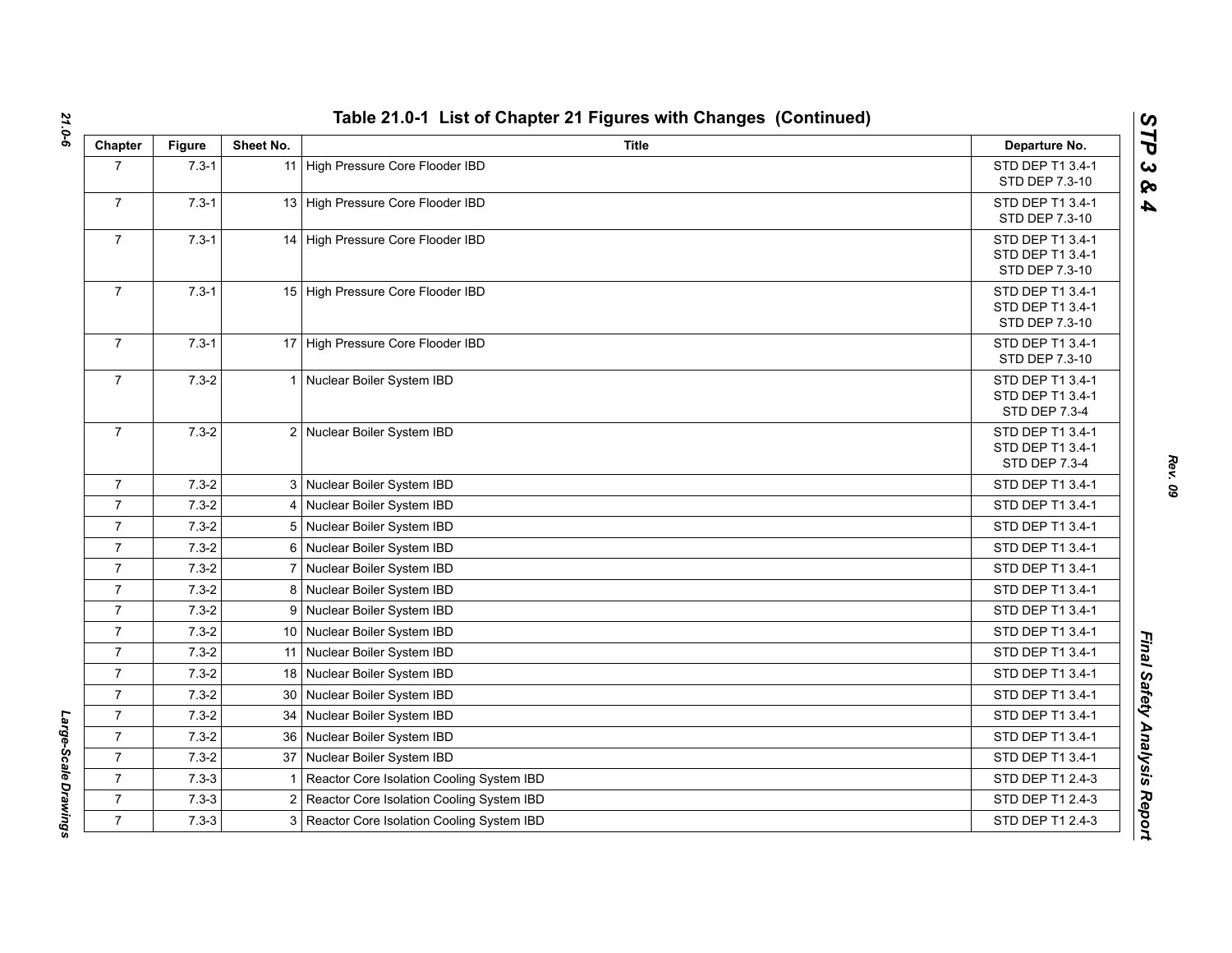## Table 21.0-1 List of Chapter 21 Figures with Changes (Continued)

| Chapter | Figure | Sheet No. | Title | Departure No. |
|---|---|---|---|---|
| 7 | 7.3-1 | 11 | High Pressure Core Flooder IBD | STD DEP T1 3.4-1<br>STD DEP 7.3-10 |
| 7 | 7.3-1 | 13 | High Pressure Core Flooder IBD | STD DEP T1 3.4-1<br>STD DEP 7.3-10 |
| 7 | 7.3-1 | 14 | High Pressure Core Flooder IBD | STD DEP T1 3.4-1<br>STD DEP T1 3.4-1<br>STD DEP 7.3-10 |
| 7 | 7.3-1 | 15 | High Pressure Core Flooder IBD | STD DEP T1 3.4-1<br>STD DEP T1 3.4-1<br>STD DEP 7.3-10 |
| 7 | 7.3-1 | 17 | High Pressure Core Flooder IBD | STD DEP T1 3.4-1<br>STD DEP 7.3-10 |
| 7 | 7.3-2 | 1 | Nuclear Boiler System IBD | STD DEP T1 3.4-1<br>STD DEP T1 3.4-1<br>STD DEP 7.3-4 |
| 7 | 7.3-2 | 2 | Nuclear Boiler System IBD | STD DEP T1 3.4-1<br>STD DEP T1 3.4-1<br>STD DEP 7.3-4 |
| 7 | 7.3-2 | 3 | Nuclear Boiler System IBD | STD DEP T1 3.4-1 |
| 7 | 7.3-2 | 4 | Nuclear Boiler System IBD | STD DEP T1 3.4-1 |
| 7 | 7.3-2 | 5 | Nuclear Boiler System IBD | STD DEP T1 3.4-1 |
| 7 | 7.3-2 | 6 | Nuclear Boiler System IBD | STD DEP T1 3.4-1 |
| 7 | 7.3-2 | 7 | Nuclear Boiler System IBD | STD DEP T1 3.4-1 |
| 7 | 7.3-2 | 8 | Nuclear Boiler System IBD | STD DEP T1 3.4-1 |
| 7 | 7.3-2 | 9 | Nuclear Boiler System IBD | STD DEP T1 3.4-1 |
| 7 | 7.3-2 | 10 | Nuclear Boiler System IBD | STD DEP T1 3.4-1 |
| 7 | 7.3-2 | 11 | Nuclear Boiler System IBD | STD DEP T1 3.4-1 |
| 7 | 7.3-2 | 18 | Nuclear Boiler System IBD | STD DEP T1 3.4-1 |
| 7 | 7.3-2 | 30 | Nuclear Boiler System IBD | STD DEP T1 3.4-1 |
| 7 | 7.3-2 | 34 | Nuclear Boiler System IBD | STD DEP T1 3.4-1 |
| 7 | 7.3-2 | 36 | Nuclear Boiler System IBD | STD DEP T1 3.4-1 |
| 7 | 7.3-2 | 37 | Nuclear Boiler System IBD | STD DEP T1 3.4-1 |
| 7 | 7.3-3 | 1 | Reactor Core Isolation Cooling System IBD | STD DEP T1 2.4-3 |
| 7 | 7.3-3 | 2 | Reactor Core Isolation Cooling System IBD | STD DEP T1 2.4-3 |
| 7 | 7.3-3 | 3 | Reactor Core Isolation Cooling System IBD | STD DEP T1 2.4-3 |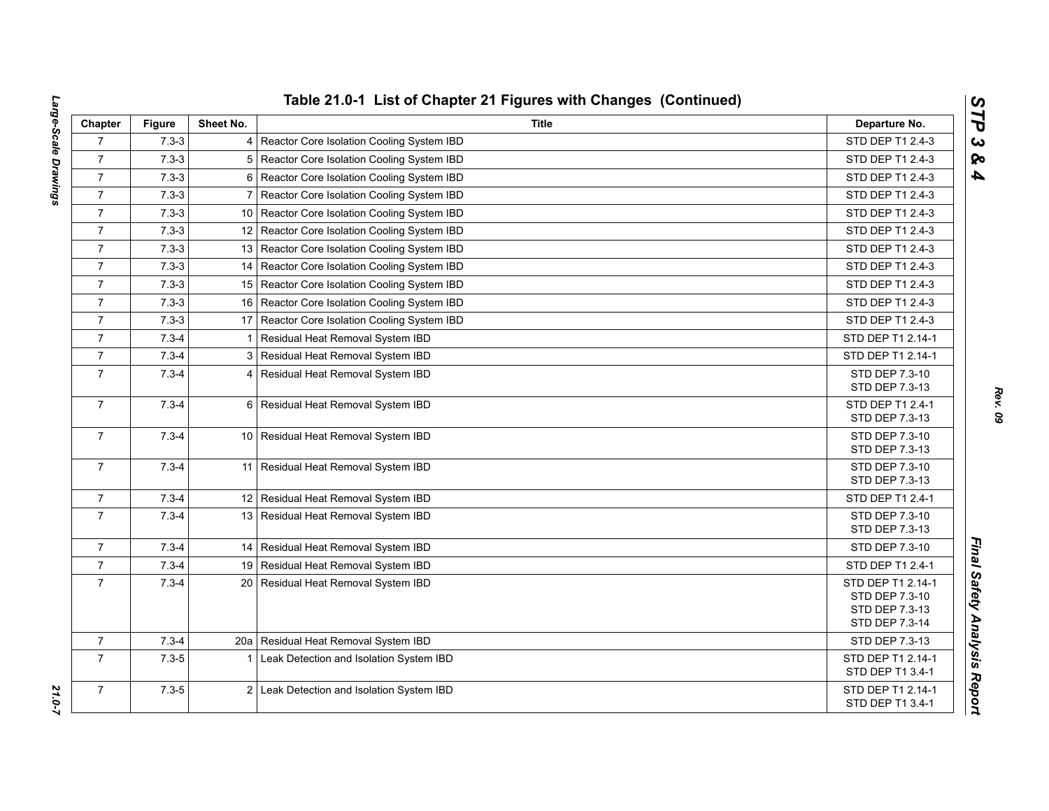## Table 21.0-1 List of Chapter 21 Figures with Changes (Continued)

| Chapter | Figure | Sheet No. | Title | Departure No. |
|---|---|---|---|---|
| 7 | 7.3-3 | 4 | Reactor Core Isolation Cooling System IBD | STD DEP T1 2.4-3 |
| 7 | 7.3-3 | 5 | Reactor Core Isolation Cooling System IBD | STD DEP T1 2.4-3 |
| 7 | 7.3-3 | 6 | Reactor Core Isolation Cooling System IBD | STD DEP T1 2.4-3 |
| 7 | 7.3-3 | 7 | Reactor Core Isolation Cooling System IBD | STD DEP T1 2.4-3 |
| 7 | 7.3-3 | 10 | Reactor Core Isolation Cooling System IBD | STD DEP T1 2.4-3 |
| 7 | 7.3-3 | 12 | Reactor Core Isolation Cooling System IBD | STD DEP T1 2.4-3 |
| 7 | 7.3-3 | 13 | Reactor Core Isolation Cooling System IBD | STD DEP T1 2.4-3 |
| 7 | 7.3-3 | 14 | Reactor Core Isolation Cooling System IBD | STD DEP T1 2.4-3 |
| 7 | 7.3-3 | 15 | Reactor Core Isolation Cooling System IBD | STD DEP T1 2.4-3 |
| 7 | 7.3-3 | 16 | Reactor Core Isolation Cooling System IBD | STD DEP T1 2.4-3 |
| 7 | 7.3-3 | 17 | Reactor Core Isolation Cooling System IBD | STD DEP T1 2.4-3 |
| 7 | 7.3-4 | 1 | Residual Heat Removal System IBD | STD DEP T1 2.14-1 |
| 7 | 7.3-4 | 3 | Residual Heat Removal System IBD | STD DEP T1 2.14-1 |
| 7 | 7.3-4 | 4 | Residual Heat Removal System IBD | STD DEP 7.3-10<br>STD DEP 7.3-13 |
| 7 | 7.3-4 | 6 | Residual Heat Removal System IBD | STD DEP T1 2.4-1<br>STD DEP 7.3-13 |
| 7 | 7.3-4 | 10 | Residual Heat Removal System IBD | STD DEP 7.3-10<br>STD DEP 7.3-13 |
| 7 | 7.3-4 | 11 | Residual Heat Removal System IBD | STD DEP 7.3-10<br>STD DEP 7.3-13 |
| 7 | 7.3-4 | 12 | Residual Heat Removal System IBD | STD DEP T1 2.4-1 |
| 7 | 7.3-4 | 13 | Residual Heat Removal System IBD | STD DEP 7.3-10<br>STD DEP 7.3-13 |
| 7 | 7.3-4 | 14 | Residual Heat Removal System IBD | STD DEP 7.3-10 |
| 7 | 7.3-4 | 19 | Residual Heat Removal System IBD | STD DEP T1 2.4-1 |
| 7 | 7.3-4 | 20 | Residual Heat Removal System IBD | STD DEP T1 2.14-1<br>STD DEP 7.3-10<br>STD DEP 7.3-13<br>STD DEP 7.3-14 |
| 7 | 7.3-4 | 20a | Residual Heat Removal System IBD | STD DEP 7.3-13 |
| 7 | 7.3-5 | 1 | Leak Detection and Isolation System IBD | STD DEP T1 2.14-1<br>STD DEP T1 3.4-1 |
| 7 | 7.3-5 | 2 | Leak Detection and Isolation System IBD | STD DEP T1 2.14-1<br>STD DEP T1 3.4-1 |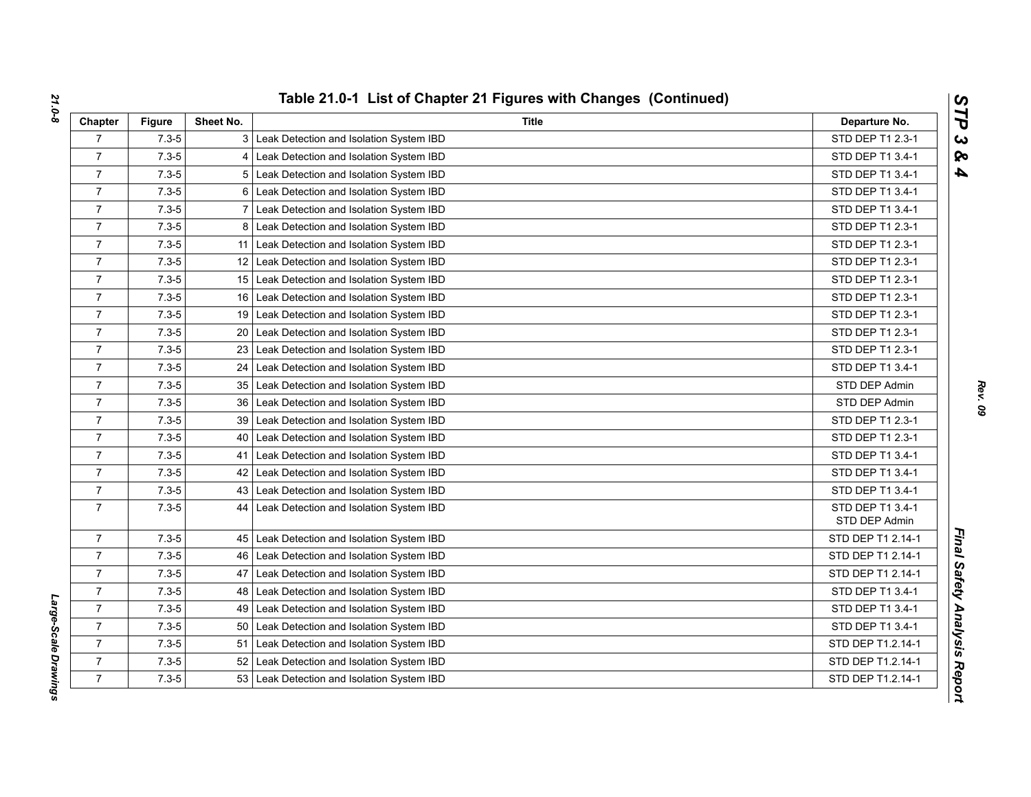## Table 21.0-1 List of Chapter 21 Figures with Changes (Continued)

| Chapter | Figure | Sheet No. | Title | Departure No. |
|---|---|---|---|---|
| 7 | 7.3-5 | 3 | Leak Detection and Isolation System IBD | STD DEP T1 2.3-1 |
| 7 | 7.3-5 | 4 | Leak Detection and Isolation System IBD | STD DEP T1 3.4-1 |
| 7 | 7.3-5 | 5 | Leak Detection and Isolation System IBD | STD DEP T1 3.4-1 |
| 7 | 7.3-5 | 6 | Leak Detection and Isolation System IBD | STD DEP T1 3.4-1 |
| 7 | 7.3-5 | 7 | Leak Detection and Isolation System IBD | STD DEP T1 3.4-1 |
| 7 | 7.3-5 | 8 | Leak Detection and Isolation System IBD | STD DEP T1 2.3-1 |
| 7 | 7.3-5 | 11 | Leak Detection and Isolation System IBD | STD DEP T1 2.3-1 |
| 7 | 7.3-5 | 12 | Leak Detection and Isolation System IBD | STD DEP T1 2.3-1 |
| 7 | 7.3-5 | 15 | Leak Detection and Isolation System IBD | STD DEP T1 2.3-1 |
| 7 | 7.3-5 | 16 | Leak Detection and Isolation System IBD | STD DEP T1 2.3-1 |
| 7 | 7.3-5 | 19 | Leak Detection and Isolation System IBD | STD DEP T1 2.3-1 |
| 7 | 7.3-5 | 20 | Leak Detection and Isolation System IBD | STD DEP T1 2.3-1 |
| 7 | 7.3-5 | 23 | Leak Detection and Isolation System IBD | STD DEP T1 2.3-1 |
| 7 | 7.3-5 | 24 | Leak Detection and Isolation System IBD | STD DEP T1 3.4-1 |
| 7 | 7.3-5 | 35 | Leak Detection and Isolation System IBD | STD DEP Admin |
| 7 | 7.3-5 | 36 | Leak Detection and Isolation System IBD | STD DEP Admin |
| 7 | 7.3-5 | 39 | Leak Detection and Isolation System IBD | STD DEP T1 2.3-1 |
| 7 | 7.3-5 | 40 | Leak Detection and Isolation System IBD | STD DEP T1 2.3-1 |
| 7 | 7.3-5 | 41 | Leak Detection and Isolation System IBD | STD DEP T1 3.4-1 |
| 7 | 7.3-5 | 42 | Leak Detection and Isolation System IBD | STD DEP T1 3.4-1 |
| 7 | 7.3-5 | 43 | Leak Detection and Isolation System IBD | STD DEP T1 3.4-1 |
| 7 | 7.3-5 | 44 | Leak Detection and Isolation System IBD | STD DEP T1 3.4-1<br>STD DEP Admin |
| 7 | 7.3-5 | 45 | Leak Detection and Isolation System IBD | STD DEP T1 2.14-1 |
| 7 | 7.3-5 | 46 | Leak Detection and Isolation System IBD | STD DEP T1 2.14-1 |
| 7 | 7.3-5 | 47 | Leak Detection and Isolation System IBD | STD DEP T1 2.14-1 |
| 7 | 7.3-5 | 48 | Leak Detection and Isolation System IBD | STD DEP T1 3.4-1 |
| 7 | 7.3-5 | 49 | Leak Detection and Isolation System IBD | STD DEP T1 3.4-1 |
| 7 | 7.3-5 | 50 | Leak Detection and Isolation System IBD | STD DEP T1 3.4-1 |
| 7 | 7.3-5 | 51 | Leak Detection and Isolation System IBD | STD DEP T1.2.14-1 |
| 7 | 7.3-5 | 52 | Leak Detection and Isolation System IBD | STD DEP T1.2.14-1 |
| 7 | 7.3-5 | 53 | Leak Detection and Isolation System IBD | STD DEP T1.2.14-1 |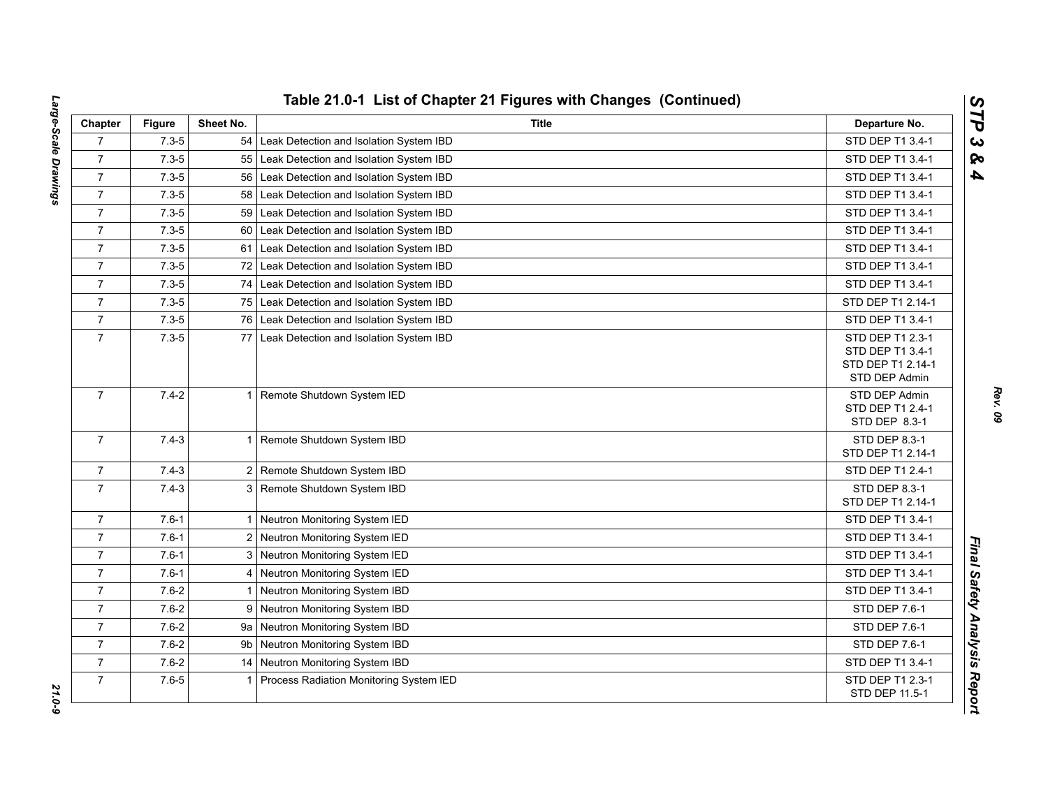## Table 21.0-1 List of Chapter 21 Figures with Changes (Continued)

| Chapter | Figure | Sheet No. | Title | Departure No. |
|---|---|---|---|---|
| 7 | 7.3-5 | 54 | Leak Detection and Isolation System IBD | STD DEP T1 3.4-1 |
| 7 | 7.3-5 | 55 | Leak Detection and Isolation System IBD | STD DEP T1 3.4-1 |
| 7 | 7.3-5 | 56 | Leak Detection and Isolation System IBD | STD DEP T1 3.4-1 |
| 7 | 7.3-5 | 58 | Leak Detection and Isolation System IBD | STD DEP T1 3.4-1 |
| 7 | 7.3-5 | 59 | Leak Detection and Isolation System IBD | STD DEP T1 3.4-1 |
| 7 | 7.3-5 | 60 | Leak Detection and Isolation System IBD | STD DEP T1 3.4-1 |
| 7 | 7.3-5 | 61 | Leak Detection and Isolation System IBD | STD DEP T1 3.4-1 |
| 7 | 7.3-5 | 72 | Leak Detection and Isolation System IBD | STD DEP T1 3.4-1 |
| 7 | 7.3-5 | 74 | Leak Detection and Isolation System IBD | STD DEP T1 3.4-1 |
| 7 | 7.3-5 | 75 | Leak Detection and Isolation System IBD | STD DEP T1 2.14-1 |
| 7 | 7.3-5 | 76 | Leak Detection and Isolation System IBD | STD DEP T1 3.4-1 |
| 7 | 7.3-5 | 77 | Leak Detection and Isolation System IBD | STD DEP T1 2.3-1<br>STD DEP T1 3.4-1<br>STD DEP T1 2.14-1<br>STD DEP Admin |
| 7 | 7.4-2 | 1 | Remote Shutdown System IED | STD DEP Admin<br>STD DEP T1 2.4-1<br>STD DEP 8.3-1 |
| 7 | 7.4-3 | 1 | Remote Shutdown System IBD | STD DEP 8.3-1<br>STD DEP T1 2.14-1 |
| 7 | 7.4-3 | 2 | Remote Shutdown System IBD | STD DEP T1 2.4-1 |
| 7 | 7.4-3 | 3 | Remote Shutdown System IBD | STD DEP 8.3-1<br>STD DEP T1 2.14-1 |
| 7 | 7.6-1 | 1 | Neutron Monitoring System IED | STD DEP T1 3.4-1 |
| 7 | 7.6-1 | 2 | Neutron Monitoring System IED | STD DEP T1 3.4-1 |
| 7 | 7.6-1 | 3 | Neutron Monitoring System IED | STD DEP T1 3.4-1 |
| 7 | 7.6-1 | 4 | Neutron Monitoring System IED | STD DEP T1 3.4-1 |
| 7 | 7.6-2 | 1 | Neutron Monitoring System IBD | STD DEP T1 3.4-1 |
| 7 | 7.6-2 | 9 | Neutron Monitoring System IBD | STD DEP 7.6-1 |
| 7 | 7.6-2 | 9a | Neutron Monitoring System IBD | STD DEP 7.6-1 |
| 7 | 7.6-2 | 9b | Neutron Monitoring System IBD | STD DEP 7.6-1 |
| 7 | 7.6-2 | 14 | Neutron Monitoring System IBD | STD DEP T1 3.4-1 |
| 7 | 7.6-5 | 1 | Process Radiation Monitoring System IED | STD DEP T1 2.3-1<br>STD DEP 11.5-1 |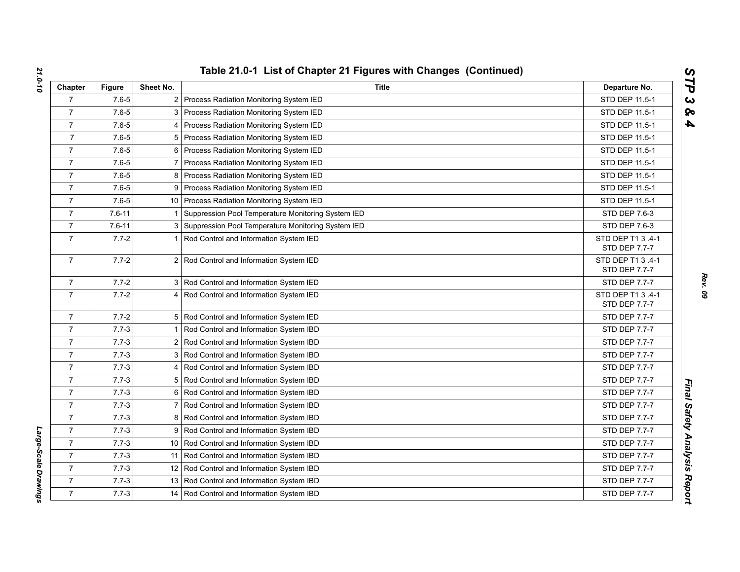## Table 21.0-1 List of Chapter 21 Figures with Changes (Continued)

| Chapter | Figure | Sheet No. | Title | Departure No. |
|---|---|---|---|---|
| 7 | 7.6-5 | 2 | Process Radiation Monitoring System IED | STD DEP 11.5-1 |
| 7 | 7.6-5 | 3 | Process Radiation Monitoring System IED | STD DEP 11.5-1 |
| 7 | 7.6-5 | 4 | Process Radiation Monitoring System IED | STD DEP 11.5-1 |
| 7 | 7.6-5 | 5 | Process Radiation Monitoring System IED | STD DEP 11.5-1 |
| 7 | 7.6-5 | 6 | Process Radiation Monitoring System IED | STD DEP 11.5-1 |
| 7 | 7.6-5 | 7 | Process Radiation Monitoring System IED | STD DEP 11.5-1 |
| 7 | 7.6-5 | 8 | Process Radiation Monitoring System IED | STD DEP 11.5-1 |
| 7 | 7.6-5 | 9 | Process Radiation Monitoring System IED | STD DEP 11.5-1 |
| 7 | 7.6-5 | 10 | Process Radiation Monitoring System IED | STD DEP 11.5-1 |
| 7 | 7.6-11 | 1 | Suppression Pool Temperature Monitoring System IED | STD DEP 7.6-3 |
| 7 | 7.6-11 | 3 | Suppression Pool Temperature Monitoring System IED | STD DEP 7.6-3 |
| 7 | 7.7-2 | 1 | Rod Control and Information System IED | STD DEP T1 3 .4-1<br>STD DEP 7.7-7 |
| 7 | 7.7-2 | 2 | Rod Control and Information System IED | STD DEP T1 3 .4-1<br>STD DEP 7.7-7 |
| 7 | 7.7-2 | 3 | Rod Control and Information System IED | STD DEP 7.7-7 |
| 7 | 7.7-2 | 4 | Rod Control and Information System IED | STD DEP T1 3 .4-1<br>STD DEP 7.7-7 |
| 7 | 7.7-2 | 5 | Rod Control and Information System IED | STD DEP 7.7-7 |
| 7 | 7.7-3 | 1 | Rod Control and Information System IBD | STD DEP 7.7-7 |
| 7 | 7.7-3 | 2 | Rod Control and Information System IBD | STD DEP 7.7-7 |
| 7 | 7.7-3 | 3 | Rod Control and Information System IBD | STD DEP 7.7-7 |
| 7 | 7.7-3 | 4 | Rod Control and Information System IBD | STD DEP 7.7-7 |
| 7 | 7.7-3 | 5 | Rod Control and Information System IBD | STD DEP 7.7-7 |
| 7 | 7.7-3 | 6 | Rod Control and Information System IBD | STD DEP 7.7-7 |
| 7 | 7.7-3 | 7 | Rod Control and Information System IBD | STD DEP 7.7-7 |
| 7 | 7.7-3 | 8 | Rod Control and Information System IBD | STD DEP 7.7-7 |
| 7 | 7.7-3 | 9 | Rod Control and Information System IBD | STD DEP 7.7-7 |
| 7 | 7.7-3 | 10 | Rod Control and Information System IBD | STD DEP 7.7-7 |
| 7 | 7.7-3 | 11 | Rod Control and Information System IBD | STD DEP 7.7-7 |
| 7 | 7.7-3 | 12 | Rod Control and Information System IBD | STD DEP 7.7-7 |
| 7 | 7.7-3 | 13 | Rod Control and Information System IBD | STD DEP 7.7-7 |
| 7 | 7.7-3 | 14 | Rod Control and Information System IBD | STD DEP 7.7-7 |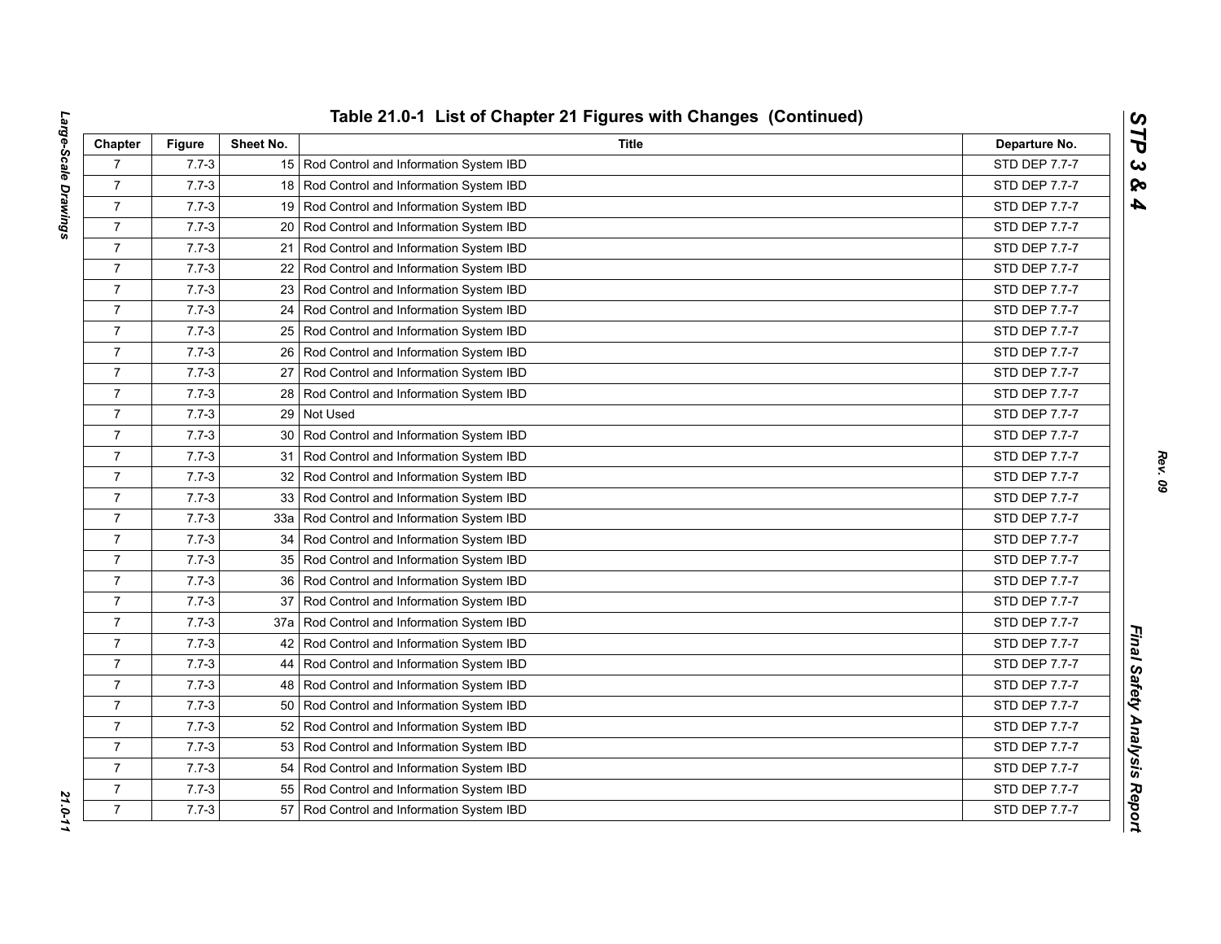## Table 21.0-1 List of Chapter 21 Figures with Changes (Continued)

| Chapter | Figure | Sheet No. | Title | Departure No. |
|---|---|---|---|---|
| 7 | 7.7-3 | 15 | Rod Control and Information System IBD | STD DEP 7.7-7 |
| 7 | 7.7-3 | 18 | Rod Control and Information System IBD | STD DEP 7.7-7 |
| 7 | 7.7-3 | 19 | Rod Control and Information System IBD | STD DEP 7.7-7 |
| 7 | 7.7-3 | 20 | Rod Control and Information System IBD | STD DEP 7.7-7 |
| 7 | 7.7-3 | 21 | Rod Control and Information System IBD | STD DEP 7.7-7 |
| 7 | 7.7-3 | 22 | Rod Control and Information System IBD | STD DEP 7.7-7 |
| 7 | 7.7-3 | 23 | Rod Control and Information System IBD | STD DEP 7.7-7 |
| 7 | 7.7-3 | 24 | Rod Control and Information System IBD | STD DEP 7.7-7 |
| 7 | 7.7-3 | 25 | Rod Control and Information System IBD | STD DEP 7.7-7 |
| 7 | 7.7-3 | 26 | Rod Control and Information System IBD | STD DEP 7.7-7 |
| 7 | 7.7-3 | 27 | Rod Control and Information System IBD | STD DEP 7.7-7 |
| 7 | 7.7-3 | 28 | Rod Control and Information System IBD | STD DEP 7.7-7 |
| 7 | 7.7-3 | 29 | Not Used | STD DEP 7.7-7 |
| 7 | 7.7-3 | 30 | Rod Control and Information System IBD | STD DEP 7.7-7 |
| 7 | 7.7-3 | 31 | Rod Control and Information System IBD | STD DEP 7.7-7 |
| 7 | 7.7-3 | 32 | Rod Control and Information System IBD | STD DEP 7.7-7 |
| 7 | 7.7-3 | 33 | Rod Control and Information System IBD | STD DEP 7.7-7 |
| 7 | 7.7-3 | 33a | Rod Control and Information System IBD | STD DEP 7.7-7 |
| 7 | 7.7-3 | 34 | Rod Control and Information System IBD | STD DEP 7.7-7 |
| 7 | 7.7-3 | 35 | Rod Control and Information System IBD | STD DEP 7.7-7 |
| 7 | 7.7-3 | 36 | Rod Control and Information System IBD | STD DEP 7.7-7 |
| 7 | 7.7-3 | 37 | Rod Control and Information System IBD | STD DEP 7.7-7 |
| 7 | 7.7-3 | 37a | Rod Control and Information System IBD | STD DEP 7.7-7 |
| 7 | 7.7-3 | 42 | Rod Control and Information System IBD | STD DEP 7.7-7 |
| 7 | 7.7-3 | 44 | Rod Control and Information System IBD | STD DEP 7.7-7 |
| 7 | 7.7-3 | 48 | Rod Control and Information System IBD | STD DEP 7.7-7 |
| 7 | 7.7-3 | 50 | Rod Control and Information System IBD | STD DEP 7.7-7 |
| 7 | 7.7-3 | 52 | Rod Control and Information System IBD | STD DEP 7.7-7 |
| 7 | 7.7-3 | 53 | Rod Control and Information System IBD | STD DEP 7.7-7 |
| 7 | 7.7-3 | 54 | Rod Control and Information System IBD | STD DEP 7.7-7 |
| 7 | 7.7-3 | 55 | Rod Control and Information System IBD | STD DEP 7.7-7 |
| 7 | 7.7-3 | 57 | Rod Control and Information System IBD | STD DEP 7.7-7 |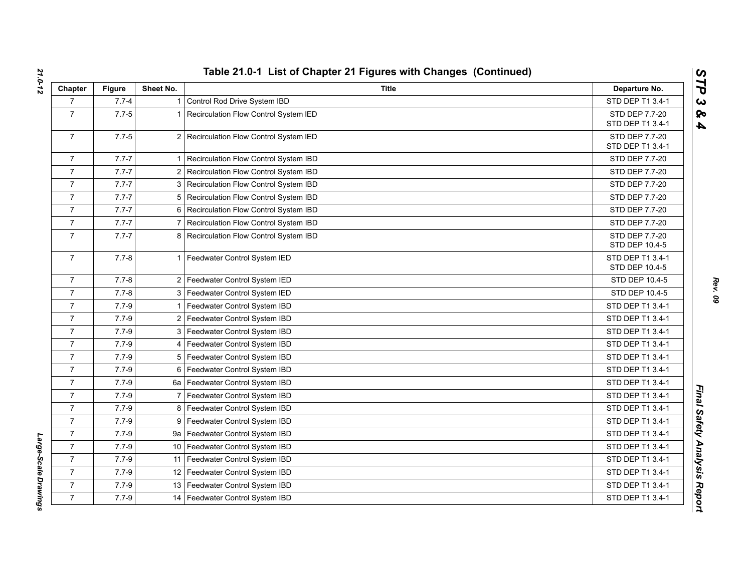## Table 21.0-1 List of Chapter 21 Figures with Changes (Continued)

| Chapter | Figure | Sheet No. | Title | Departure No. |
|---|---|---|---|---|
| 7 | 7.7-4 | 1 | Control Rod Drive System IBD | STD DEP T1 3.4-1 |
| 7 | 7.7-5 | 1 | Recirculation Flow Control System IED | STD DEP 7.7-20<br>STD DEP T1 3.4-1 |
| 7 | 7.7-5 | 2 | Recirculation Flow Control System IED | STD DEP 7.7-20<br>STD DEP T1 3.4-1 |
| 7 | 7.7-7 | 1 | Recirculation Flow Control System IBD | STD DEP 7.7-20 |
| 7 | 7.7-7 | 2 | Recirculation Flow Control System IBD | STD DEP 7.7-20 |
| 7 | 7.7-7 | 3 | Recirculation Flow Control System IBD | STD DEP 7.7-20 |
| 7 | 7.7-7 | 5 | Recirculation Flow Control System IBD | STD DEP 7.7-20 |
| 7 | 7.7-7 | 6 | Recirculation Flow Control System IBD | STD DEP 7.7-20 |
| 7 | 7.7-7 | 7 | Recirculation Flow Control System IBD | STD DEP 7.7-20 |
| 7 | 7.7-7 | 8 | Recirculation Flow Control System IBD | STD DEP 7.7-20<br>STD DEP 10.4-5 |
| 7 | 7.7-8 | 1 | Feedwater Control System IED | STD DEP T1 3.4-1<br>STD DEP 10.4-5 |
| 7 | 7.7-8 | 2 | Feedwater Control System IED | STD DEP 10.4-5 |
| 7 | 7.7-8 | 3 | Feedwater Control System IED | STD DEP 10.4-5 |
| 7 | 7.7-9 | 1 | Feedwater Control System IBD | STD DEP T1 3.4-1 |
| 7 | 7.7-9 | 2 | Feedwater Control System IBD | STD DEP T1 3.4-1 |
| 7 | 7.7-9 | 3 | Feedwater Control System IBD | STD DEP T1 3.4-1 |
| 7 | 7.7-9 | 4 | Feedwater Control System IBD | STD DEP T1 3.4-1 |
| 7 | 7.7-9 | 5 | Feedwater Control System IBD | STD DEP T1 3.4-1 |
| 7 | 7.7-9 | 6 | Feedwater Control System IBD | STD DEP T1 3.4-1 |
| 7 | 7.7-9 | 6a | Feedwater Control System IBD | STD DEP T1 3.4-1 |
| 7 | 7.7-9 | 7 | Feedwater Control System IBD | STD DEP T1 3.4-1 |
| 7 | 7.7-9 | 8 | Feedwater Control System IBD | STD DEP T1 3.4-1 |
| 7 | 7.7-9 | 9 | Feedwater Control System IBD | STD DEP T1 3.4-1 |
| 7 | 7.7-9 | 9a | Feedwater Control System IBD | STD DEP T1 3.4-1 |
| 7 | 7.7-9 | 10 | Feedwater Control System IBD | STD DEP T1 3.4-1 |
| 7 | 7.7-9 | 11 | Feedwater Control System IBD | STD DEP T1 3.4-1 |
| 7 | 7.7-9 | 12 | Feedwater Control System IBD | STD DEP T1 3.4-1 |
| 7 | 7.7-9 | 13 | Feedwater Control System IBD | STD DEP T1 3.4-1 |
| 7 | 7.7-9 | 14 | Feedwater Control System IBD | STD DEP T1 3.4-1 |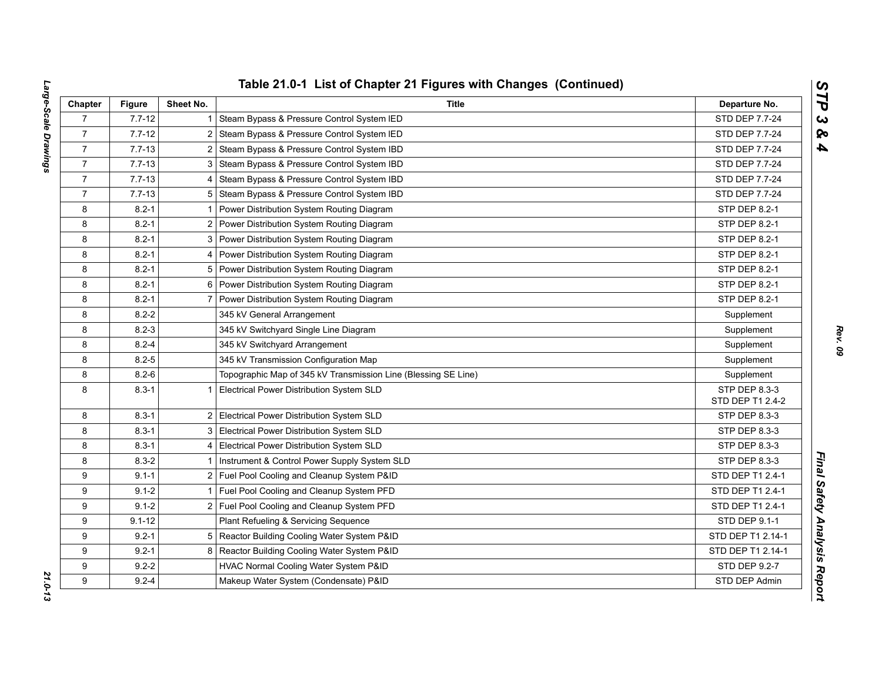## Table 21.0-1 List of Chapter 21 Figures with Changes (Continued)

| Chapter | Figure | Sheet No. | Title | Departure No. |
|---|---|---|---|---|
| 7 | 7.7-12 | 1 | Steam Bypass & Pressure Control System IED | STD DEP 7.7-24 |
| 7 | 7.7-12 | 2 | Steam Bypass & Pressure Control System IED | STD DEP 7.7-24 |
| 7 | 7.7-13 | 2 | Steam Bypass & Pressure Control System IBD | STD DEP 7.7-24 |
| 7 | 7.7-13 | 3 | Steam Bypass & Pressure Control System IBD | STD DEP 7.7-24 |
| 7 | 7.7-13 | 4 | Steam Bypass & Pressure Control System IBD | STD DEP 7.7-24 |
| 7 | 7.7-13 | 5 | Steam Bypass & Pressure Control System IBD | STD DEP 7.7-24 |
| 8 | 8.2-1 | 1 | Power Distribution System Routing Diagram | STP DEP 8.2-1 |
| 8 | 8.2-1 | 2 | Power Distribution System Routing Diagram | STP DEP 8.2-1 |
| 8 | 8.2-1 | 3 | Power Distribution System Routing Diagram | STP DEP 8.2-1 |
| 8 | 8.2-1 | 4 | Power Distribution System Routing Diagram | STP DEP 8.2-1 |
| 8 | 8.2-1 | 5 | Power Distribution System Routing Diagram | STP DEP 8.2-1 |
| 8 | 8.2-1 | 6 | Power Distribution System Routing Diagram | STP DEP 8.2-1 |
| 8 | 8.2-1 | 7 | Power Distribution System Routing Diagram | STP DEP 8.2-1 |
| 8 | 8.2-2 | | 345 kV General Arrangement | Supplement |
| 8 | 8.2-3 | | 345 kV Switchyard Single Line Diagram | Supplement |
| 8 | 8.2-4 | | 345 kV Switchyard Arrangement | Supplement |
| 8 | 8.2-5 | | 345 kV Transmission Configuration Map | Supplement |
| 8 | 8.2-6 | | Topographic Map of 345 kV Transmission Line (Blessing SE Line) | Supplement |
| 8 | 8.3-1 | 1 | Electrical Power Distribution System SLD | STP DEP 8.3-3<br>STD DEP T1 2.4-2 |
| 8 | 8.3-1 | 2 | Electrical Power Distribution System SLD | STP DEP 8.3-3 |
| 8 | 8.3-1 | 3 | Electrical Power Distribution System SLD | STP DEP 8.3-3 |
| 8 | 8.3-1 | 4 | Electrical Power Distribution System SLD | STP DEP 8.3-3 |
| 8 | 8.3-2 | 1 | Instrument & Control Power Supply System SLD | STP DEP 8.3-3 |
| 9 | 9.1-1 | 2 | Fuel Pool Cooling and Cleanup System P&ID | STD DEP T1 2.4-1 |
| 9 | 9.1-2 | 1 | Fuel Pool Cooling and Cleanup System PFD | STD DEP T1 2.4-1 |
| 9 | 9.1-2 | 2 | Fuel Pool Cooling and Cleanup System PFD | STD DEP T1 2.4-1 |
| 9 | 9.1-12 | | Plant Refueling & Servicing Sequence | STD DEP 9.1-1 |
| 9 | 9.2-1 | 5 | Reactor Building Cooling Water System P&ID | STD DEP T1 2.14-1 |
| 9 | 9.2-1 | 8 | Reactor Building Cooling Water System P&ID | STD DEP T1 2.14-1 |
| 9 | 9.2-2 | | HVAC Normal Cooling Water System P&ID | STD DEP 9.2-7 |
| 9 | 9.2-4 | | Makeup Water System (Condensate) P&ID | STD DEP Admin |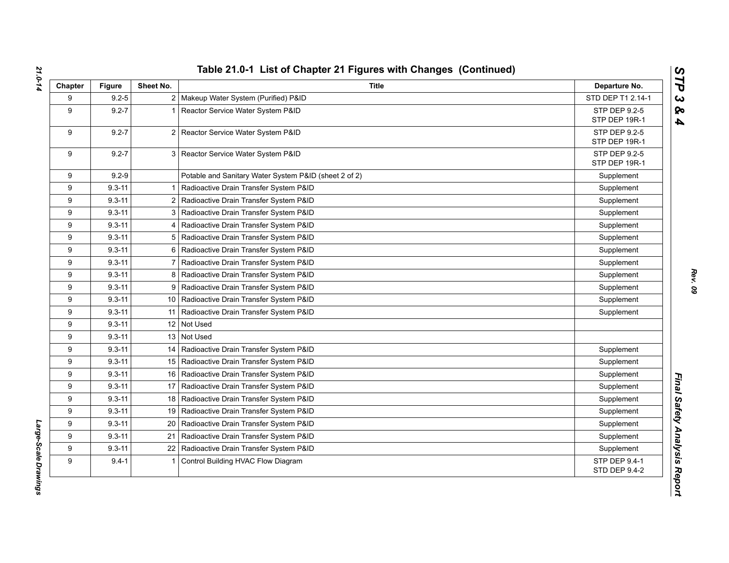## Table 21.0-1 List of Chapter 21 Figures with Changes (Continued)

| Chapter | Figure | Sheet No. | Title | Departure No. |
|---|---|---|---|---|
| 9 | 9.2-5 | 2 | Makeup Water System (Purified) P&ID | STD DEP T1 2.14-1 |
| 9 | 9.2-7 | 1 | Reactor Service Water System P&ID | STP DEP 9.2-5<br>STP DEP 19R-1 |
| 9 | 9.2-7 | 2 | Reactor Service Water System P&ID | STP DEP 9.2-5<br>STP DEP 19R-1 |
| 9 | 9.2-7 | 3 | Reactor Service Water System P&ID | STP DEP 9.2-5<br>STP DEP 19R-1 |
| 9 | 9.2-9 | | Potable and Sanitary Water System P&ID (sheet 2 of 2) | Supplement |
| 9 | 9.3-11 | 1 | Radioactive Drain Transfer System P&ID | Supplement |
| 9 | 9.3-11 | 2 | Radioactive Drain Transfer System P&ID | Supplement |
| 9 | 9.3-11 | 3 | Radioactive Drain Transfer System P&ID | Supplement |
| 9 | 9.3-11 | 4 | Radioactive Drain Transfer System P&ID | Supplement |
| 9 | 9.3-11 | 5 | Radioactive Drain Transfer System P&ID | Supplement |
| 9 | 9.3-11 | 6 | Radioactive Drain Transfer System P&ID | Supplement |
| 9 | 9.3-11 | 7 | Radioactive Drain Transfer System P&ID | Supplement |
| 9 | 9.3-11 | 8 | Radioactive Drain Transfer System P&ID | Supplement |
| 9 | 9.3-11 | 9 | Radioactive Drain Transfer System P&ID | Supplement |
| 9 | 9.3-11 | 10 | Radioactive Drain Transfer System P&ID | Supplement |
| 9 | 9.3-11 | 11 | Radioactive Drain Transfer System P&ID | Supplement |
| 9 | 9.3-11 | 12 | Not Used | |
| 9 | 9.3-11 | 13 | Not Used | |
| 9 | 9.3-11 | 14 | Radioactive Drain Transfer System P&ID | Supplement |
| 9 | 9.3-11 | 15 | Radioactive Drain Transfer System P&ID | Supplement |
| 9 | 9.3-11 | 16 | Radioactive Drain Transfer System P&ID | Supplement |
| 9 | 9.3-11 | 17 | Radioactive Drain Transfer System P&ID | Supplement |
| 9 | 9.3-11 | 18 | Radioactive Drain Transfer System P&ID | Supplement |
| 9 | 9.3-11 | 19 | Radioactive Drain Transfer System P&ID | Supplement |
| 9 | 9.3-11 | 20 | Radioactive Drain Transfer System P&ID | Supplement |
| 9 | 9.3-11 | 21 | Radioactive Drain Transfer System P&ID | Supplement |
| 9 | 9.3-11 | 22 | Radioactive Drain Transfer System P&ID | Supplement |
| 9 | 9.4-1 | 1 | Control Building HVAC Flow Diagram | STP DEP 9.4-1<br>STD DEP 9.4-2 |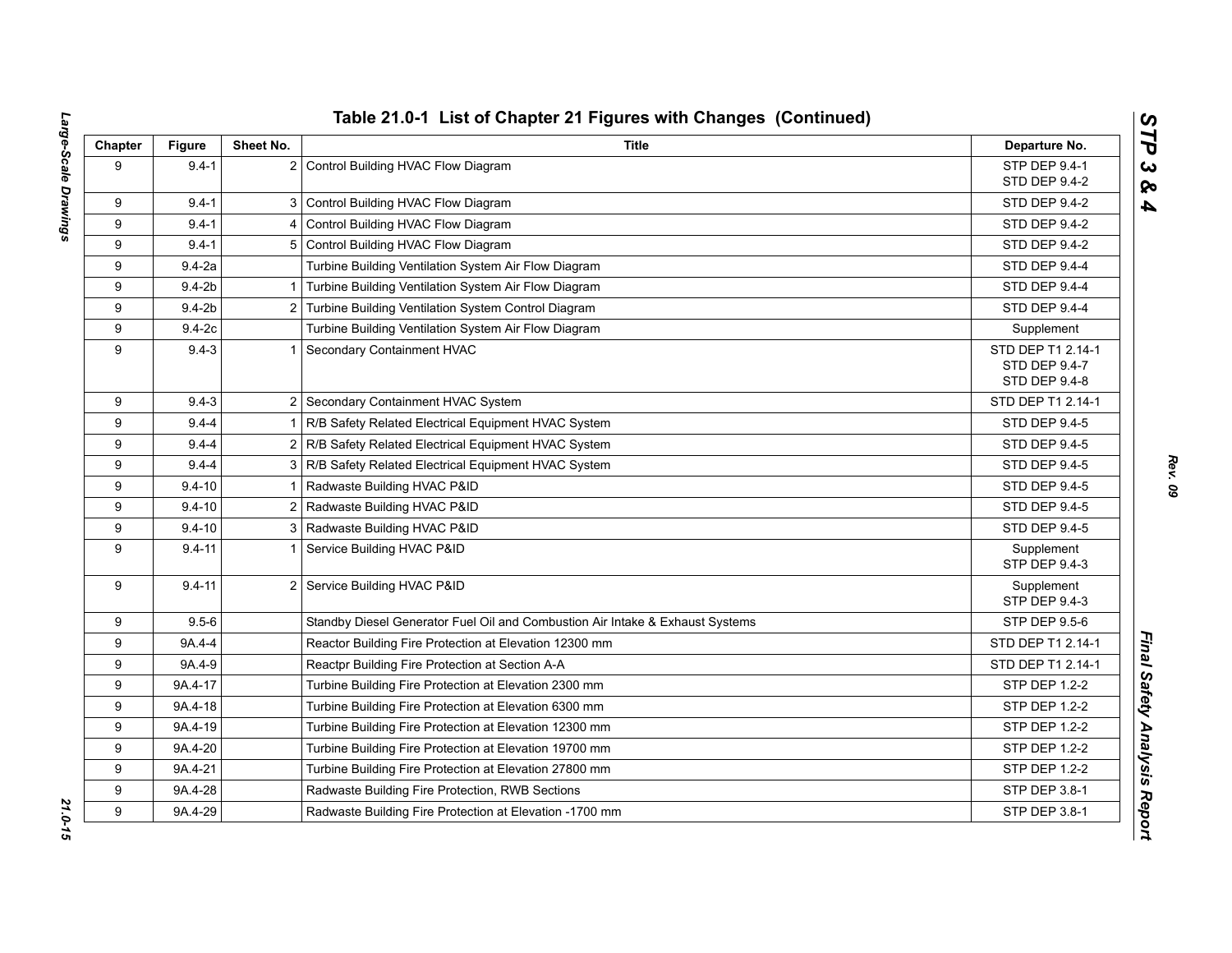# Table 21.0-1 List of Chapter 21 Figures with Changes (Continued)

| Chapter | Figure | Sheet No. | Title | Departure No. |
|---|---|---|---|---|
| 9 | 9.4-1 | 2 | Control Building HVAC Flow Diagram | STP DEP 9.4-1<br>STD DEP 9.4-2 |
| 9 | 9.4-1 | 3 | Control Building HVAC Flow Diagram | STD DEP 9.4-2 |
| 9 | 9.4-1 | 4 | Control Building HVAC Flow Diagram | STD DEP 9.4-2 |
| 9 | 9.4-1 | 5 | Control Building HVAC Flow Diagram | STD DEP 9.4-2 |
| 9 | 9.4-2a | | Turbine Building Ventilation System Air Flow Diagram | STD DEP 9.4-4 |
| 9 | 9.4-2b | 1 | Turbine Building Ventilation System Air Flow Diagram | STD DEP 9.4-4 |
| 9 | 9.4-2b | 2 | Turbine Building Ventilation System Control Diagram | STD DEP 9.4-4 |
| 9 | 9.4-2c | | Turbine Building Ventilation System Air Flow Diagram | Supplement |
| 9 | 9.4-3 | 1 | Secondary Containment HVAC | STD DEP T1 2.14-1<br>STD DEP 9.4-7<br>STD DEP 9.4-8 |
| 9 | 9.4-3 | 2 | Secondary Containment HVAC System | STD DEP T1 2.14-1 |
| 9 | 9.4-4 | 1 | R/B Safety Related Electrical Equipment HVAC System | STD DEP 9.4-5 |
| 9 | 9.4-4 | 2 | R/B Safety Related Electrical Equipment HVAC System | STD DEP 9.4-5 |
| 9 | 9.4-4 | 3 | R/B Safety Related Electrical Equipment HVAC System | STD DEP 9.4-5 |
| 9 | 9.4-10 | 1 | Radwaste Building HVAC P&ID | STD DEP 9.4-5 |
| 9 | 9.4-10 | 2 | Radwaste Building HVAC P&ID | STD DEP 9.4-5 |
| 9 | 9.4-10 | 3 | Radwaste Building HVAC P&ID | STD DEP 9.4-5 |
| 9 | 9.4-11 | 1 | Service Building HVAC P&ID | Supplement<br>STP DEP 9.4-3 |
| 9 | 9.4-11 | 2 | Service Building HVAC P&ID | Supplement<br>STP DEP 9.4-3 |
| 9 | 9.5-6 | | Standby Diesel Generator Fuel Oil and Combustion Air Intake & Exhaust Systems | STP DEP 9.5-6 |
| 9 | 9A.4-4 | | Reactor Building Fire Protection at Elevation 12300 mm | STD DEP T1 2.14-1 |
| 9 | 9A.4-9 | | Reactpr Building Fire Protection at Section A-A | STD DEP T1 2.14-1 |
| 9 | 9A.4-17 | | Turbine Building Fire Protection at Elevation 2300 mm | STP DEP 1.2-2 |
| 9 | 9A.4-18 | | Turbine Building Fire Protection at Elevation 6300 mm | STP DEP 1.2-2 |
| 9 | 9A.4-19 | | Turbine Building Fire Protection at Elevation 12300 mm | STP DEP 1.2-2 |
| 9 | 9A.4-20 | | Turbine Building Fire Protection at Elevation 19700 mm | STP DEP 1.2-2 |
| 9 | 9A.4-21 | | Turbine Building Fire Protection at Elevation 27800 mm | STP DEP 1.2-2 |
| 9 | 9A.4-28 | | Radwaste Building Fire Protection, RWB Sections | STP DEP 3.8-1 |
| 9 | 9A.4-29 | | Radwaste Building Fire Protection at Elevation -1700 mm | STP DEP 3.8-1 |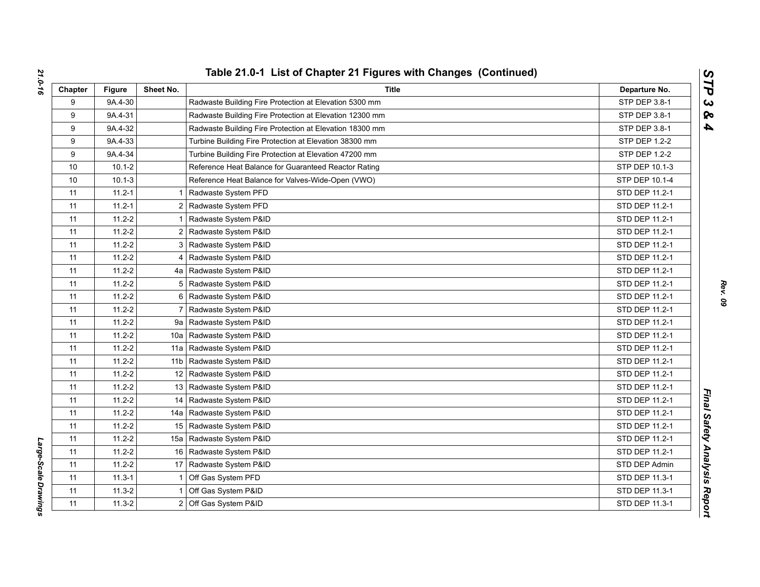# Table 21.0-1 List of Chapter 21 Figures with Changes (Continued)

| Chapter | Figure | Sheet No. | Title | Departure No. |
|---|---|---|---|---|
| 9 | 9A.4-30 | | Radwaste Building Fire Protection at Elevation 5300 mm | STP DEP 3.8-1 |
| 9 | 9A.4-31 | | Radwaste Building Fire Protection at Elevation 12300 mm | STP DEP 3.8-1 |
| 9 | 9A.4-32 | | Radwaste Building Fire Protection at Elevation 18300 mm | STP DEP 3.8-1 |
| 9 | 9A.4-33 | | Turbine Building Fire Protection at Elevation 38300 mm | STP DEP 1.2-2 |
| 9 | 9A.4-34 | | Turbine Building Fire Protection at Elevation 47200 mm | STP DEP 1.2-2 |
| 10 | 10.1-2 | | Reference Heat Balance for Guaranteed Reactor Rating | STP DEP 10.1-3 |
| 10 | 10.1-3 | | Reference Heat Balance for Valves-Wide-Open (VWO) | STP DEP 10.1-4 |
| 11 | 11.2-1 | 1 | Radwaste System PFD | STD DEP 11.2-1 |
| 11 | 11.2-1 | 2 | Radwaste System PFD | STD DEP 11.2-1 |
| 11 | 11.2-2 | 1 | Radwaste System P&ID | STD DEP 11.2-1 |
| 11 | 11.2-2 | 2 | Radwaste System P&ID | STD DEP 11.2-1 |
| 11 | 11.2-2 | 3 | Radwaste System P&ID | STD DEP 11.2-1 |
| 11 | 11.2-2 | 4 | Radwaste System P&ID | STD DEP 11.2-1 |
| 11 | 11.2-2 | 4a | Radwaste System P&ID | STD DEP 11.2-1 |
| 11 | 11.2-2 | 5 | Radwaste System P&ID | STD DEP 11.2-1 |
| 11 | 11.2-2 | 6 | Radwaste System P&ID | STD DEP 11.2-1 |
| 11 | 11.2-2 | 7 | Radwaste System P&ID | STD DEP 11.2-1 |
| 11 | 11.2-2 | 9a | Radwaste System P&ID | STD DEP 11.2-1 |
| 11 | 11.2-2 | 10a | Radwaste System P&ID | STD DEP 11.2-1 |
| 11 | 11.2-2 | 11a | Radwaste System P&ID | STD DEP 11.2-1 |
| 11 | 11.2-2 | 11b | Radwaste System P&ID | STD DEP 11.2-1 |
| 11 | 11.2-2 | 12 | Radwaste System P&ID | STD DEP 11.2-1 |
| 11 | 11.2-2 | 13 | Radwaste System P&ID | STD DEP 11.2-1 |
| 11 | 11.2-2 | 14 | Radwaste System P&ID | STD DEP 11.2-1 |
| 11 | 11.2-2 | 14a | Radwaste System P&ID | STD DEP 11.2-1 |
| 11 | 11.2-2 | 15 | Radwaste System P&ID | STD DEP 11.2-1 |
| 11 | 11.2-2 | 15a | Radwaste System P&ID | STD DEP 11.2-1 |
| 11 | 11.2-2 | 16 | Radwaste System P&ID | STD DEP 11.2-1 |
| 11 | 11.2-2 | 17 | Radwaste System P&ID | STD DEP Admin |
| 11 | 11.3-1 | 1 | Off Gas System PFD | STD DEP 11.3-1 |
| 11 | 11.3-2 | 1 | Off Gas System P&ID | STD DEP 11.3-1 |
| 11 | 11.3-2 | 2 | Off Gas System P&ID | STD DEP 11.3-1 |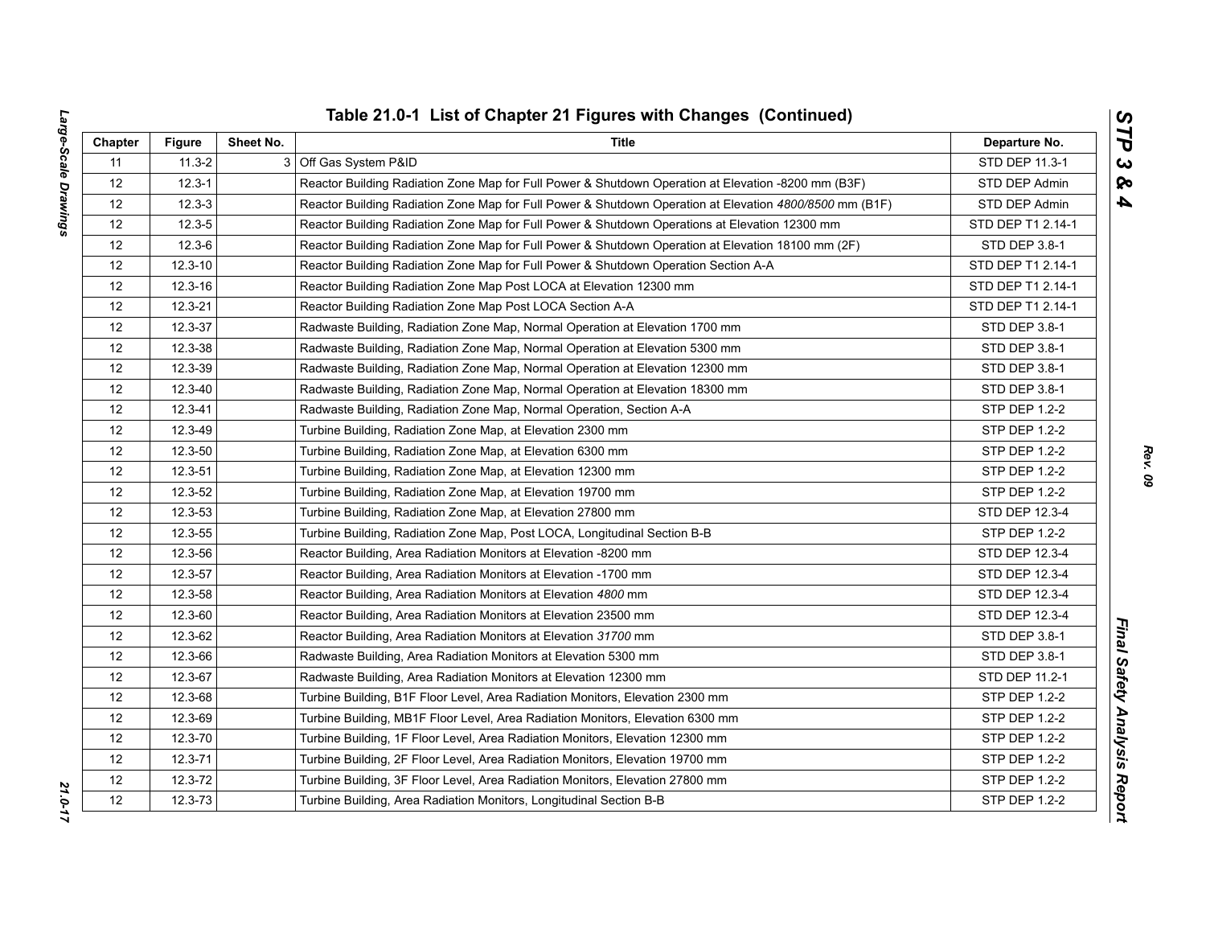# Table 21.0-1 List of Chapter 21 Figures with Changes (Continued)

| Chapter | Figure | Sheet No. | Title | Departure No. |
|---|---|---|---|---|
| 11 | 11.3-2 | 3 | Off Gas System P&ID | STD DEP 11.3-1 |
| 12 | 12.3-1 | | Reactor Building Radiation Zone Map for Full Power & Shutdown Operation at Elevation -8200 mm (B3F) | STD DEP Admin |
| 12 | 12.3-3 | | Reactor Building Radiation Zone Map for Full Power & Shutdown Operation at Elevation *4800/8500* mm (B1F) | STD DEP Admin |
| 12 | 12.3-5 | | Reactor Building Radiation Zone Map for Full Power & Shutdown Operations at Elevation 12300 mm | STD DEP T1 2.14-1 |
| 12 | 12.3-6 | | Reactor Building Radiation Zone Map for Full Power & Shutdown Operation at Elevation 18100 mm (2F) | STD DEP 3.8-1 |
| 12 | 12.3-10 | | Reactor Building Radiation Zone Map for Full Power & Shutdown Operation Section A-A | STD DEP T1 2.14-1 |
| 12 | 12.3-16 | | Reactor Building Radiation Zone Map Post LOCA at Elevation 12300 mm | STD DEP T1 2.14-1 |
| 12 | 12.3-21 | | Reactor Building Radiation Zone Map Post LOCA Section A-A | STD DEP T1 2.14-1 |
| 12 | 12.3-37 | | Radwaste Building, Radiation Zone Map, Normal Operation at Elevation 1700 mm | STD DEP 3.8-1 |
| 12 | 12.3-38 | | Radwaste Building, Radiation Zone Map, Normal Operation at Elevation 5300 mm | STD DEP 3.8-1 |
| 12 | 12.3-39 | | Radwaste Building, Radiation Zone Map, Normal Operation at Elevation 12300 mm | STD DEP 3.8-1 |
| 12 | 12.3-40 | | Radwaste Building, Radiation Zone Map, Normal Operation at Elevation 18300 mm | STD DEP 3.8-1 |
| 12 | 12.3-41 | | Radwaste Building, Radiation Zone Map, Normal Operation, Section A-A | STP DEP 1.2-2 |
| 12 | 12.3-49 | | Turbine Building, Radiation Zone Map, at Elevation 2300 mm | STP DEP 1.2-2 |
| 12 | 12.3-50 | | Turbine Building, Radiation Zone Map, at Elevation 6300 mm | STP DEP 1.2-2 |
| 12 | 12.3-51 | | Turbine Building, Radiation Zone Map, at Elevation 12300 mm | STP DEP 1.2-2 |
| 12 | 12.3-52 | | Turbine Building, Radiation Zone Map, at Elevation 19700 mm | STP DEP 1.2-2 |
| 12 | 12.3-53 | | Turbine Building, Radiation Zone Map, at Elevation 27800 mm | STD DEP 12.3-4 |
| 12 | 12.3-55 | | Turbine Building, Radiation Zone Map, Post LOCA, Longitudinal Section B-B | STP DEP 1.2-2 |
| 12 | 12.3-56 | | Reactor Building, Area Radiation Monitors at Elevation -8200 mm | STD DEP 12.3-4 |
| 12 | 12.3-57 | | Reactor Building, Area Radiation Monitors at Elevation -1700 mm | STD DEP 12.3-4 |
| 12 | 12.3-58 | | Reactor Building, Area Radiation Monitors at Elevation *4800* mm | STD DEP 12.3-4 |
| 12 | 12.3-60 | | Reactor Building, Area Radiation Monitors at Elevation 23500 mm | STD DEP 12.3-4 |
| 12 | 12.3-62 | | Reactor Building, Area Radiation Monitors at Elevation *31700* mm | STD DEP 3.8-1 |
| 12 | 12.3-66 | | Radwaste Building, Area Radiation Monitors at Elevation 5300 mm | STD DEP 3.8-1 |
| 12 | 12.3-67 | | Radwaste Building, Area Radiation Monitors at Elevation 12300 mm | STD DEP 11.2-1 |
| 12 | 12.3-68 | | Turbine Building, B1F Floor Level, Area Radiation Monitors, Elevation 2300 mm | STP DEP 1.2-2 |
| 12 | 12.3-69 | | Turbine Building, MB1F Floor Level, Area Radiation Monitors, Elevation 6300 mm | STP DEP 1.2-2 |
| 12 | 12.3-70 | | Turbine Building, 1F Floor Level, Area Radiation Monitors, Elevation 12300 mm | STP DEP 1.2-2 |
| 12 | 12.3-71 | | Turbine Building, 2F Floor Level, Area Radiation Monitors, Elevation 19700 mm | STP DEP 1.2-2 |
| 12 | 12.3-72 | | Turbine Building, 3F Floor Level, Area Radiation Monitors, Elevation 27800 mm | STP DEP 1.2-2 |
| 12 | 12.3-73 | | Turbine Building, Area Radiation Monitors, Longitudinal Section B-B | STP DEP 1.2-2 |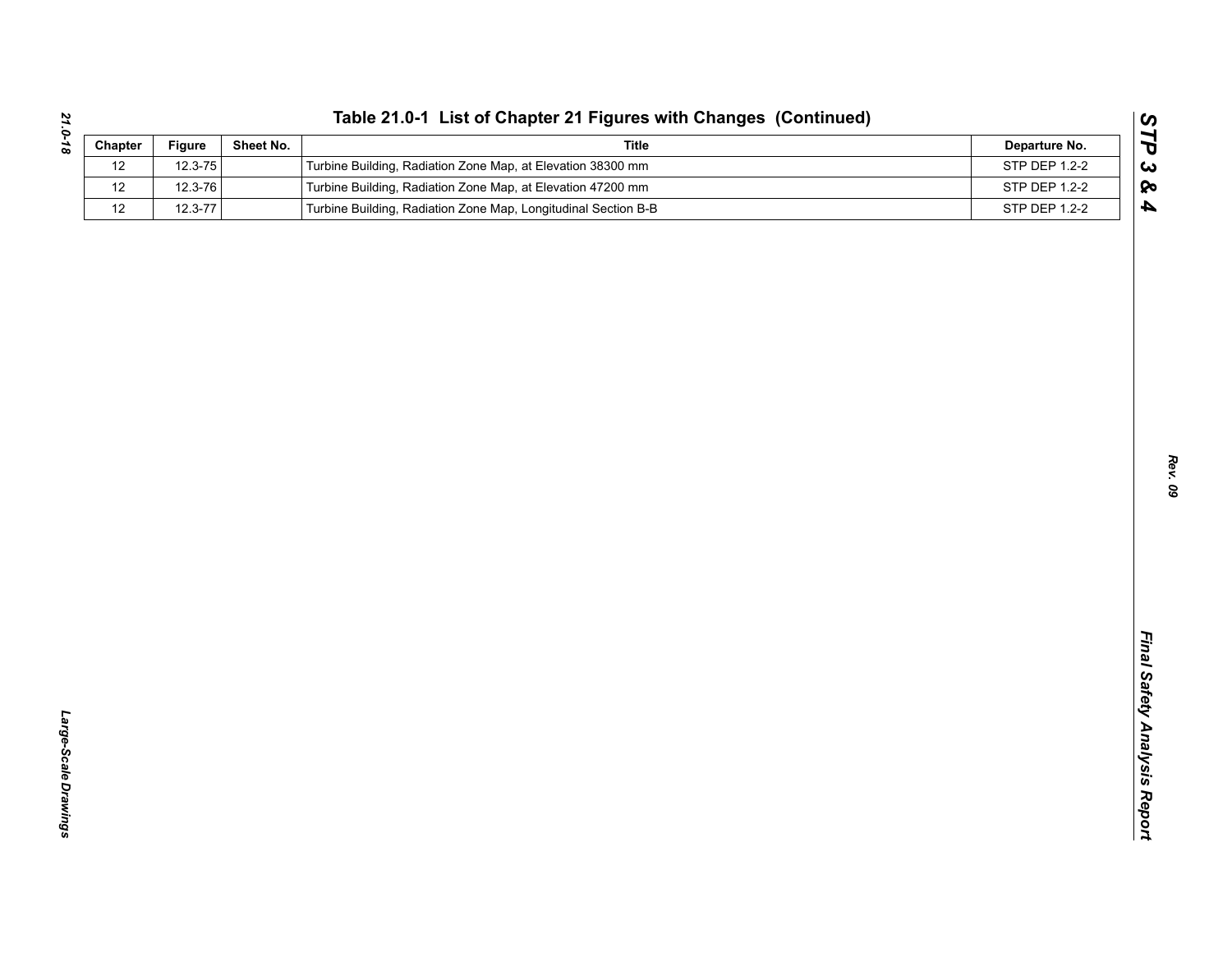## Table 21.0-1 List of Chapter 21 Figures with Changes (Continued)

| Chapter | Figure | Sheet No. | Title | Departure No. |
|---|---|---|---|---|
| 12 | 12.3-75 | | Turbine Building, Radiation Zone Map, at Elevation 38300 mm | STP DEP 1.2-2 |
| 12 | 12.3-76 | | Turbine Building, Radiation Zone Map, at Elevation 47200 mm | STP DEP 1.2-2 |
| 12 | 12.3-77 | | Turbine Building, Radiation Zone Map, Longitudinal Section B-B | STP DEP 1.2-2 |